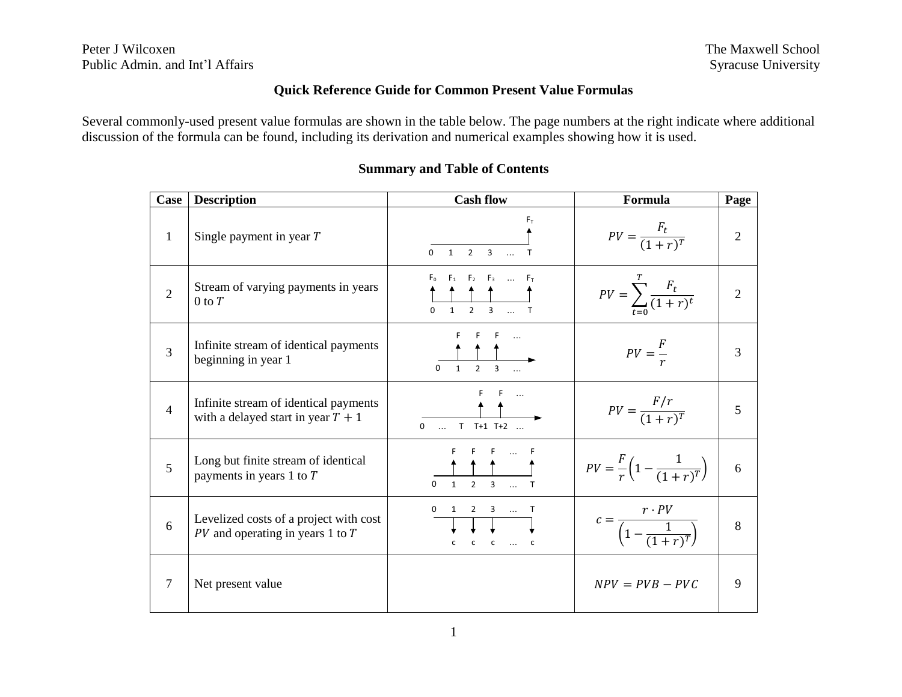Peter J Wilcoxen
Public Admin. and Int'l Affairs

The Maxwell School
Syracuse University

## Quick Reference Guide for Common Present Value Formulas

Several commonly-used present value formulas are shown in the table below. The page numbers at the right indicate where additional discussion of the formula can be found, including its derivation and numerical examples showing how it is used.

### Summary and Table of Contents

| Case | Description | Cash flow | Formula | Page |
|---|---|---|---|---|
| 1 | Single payment in year $T$ | $F_T$ at T; timeline 0 1 2 3 … T | $PV = \frac{F_t}{(1+r)^T}$ | 2 |
| 2 | Stream of varying payments in years 0 to $T$ | $F_0$ $F_1$ $F_2$ $F_3$ … $F_T$; timeline 0 1 2 3 … T | $PV = \sum_{t=0}^{T} \frac{F_t}{(1+r)^t}$ | 2 |
| 3 | Infinite stream of identical payments beginning in year 1 | F F F …; timeline 0 1 2 3 … | $PV = \frac{F}{r}$ | 3 |
| 4 | Infinite stream of identical payments with a delayed start in year $T+1$ | F F …; timeline 0 … T T+1 T+2 … | $PV = \frac{F/r}{(1+r)^T}$ | 5 |
| 5 | Long but finite stream of identical payments in years 1 to $T$ | F F F … F; timeline 0 1 2 3 … T | $PV = \frac{F}{r}\left(1 - \frac{1}{(1+r)^T}\right)$ | 6 |
| 6 | Levelized costs of a project with cost $PV$ and operating in years 1 to $T$ | timeline 0 1 2 3 … T; c c c … c | $c = \frac{r \cdot PV}{\left(1 - \frac{1}{(1+r)^T}\right)}$ | 8 |
| 7 | Net present value | | $NPV = PVB - PVC$ | 9 |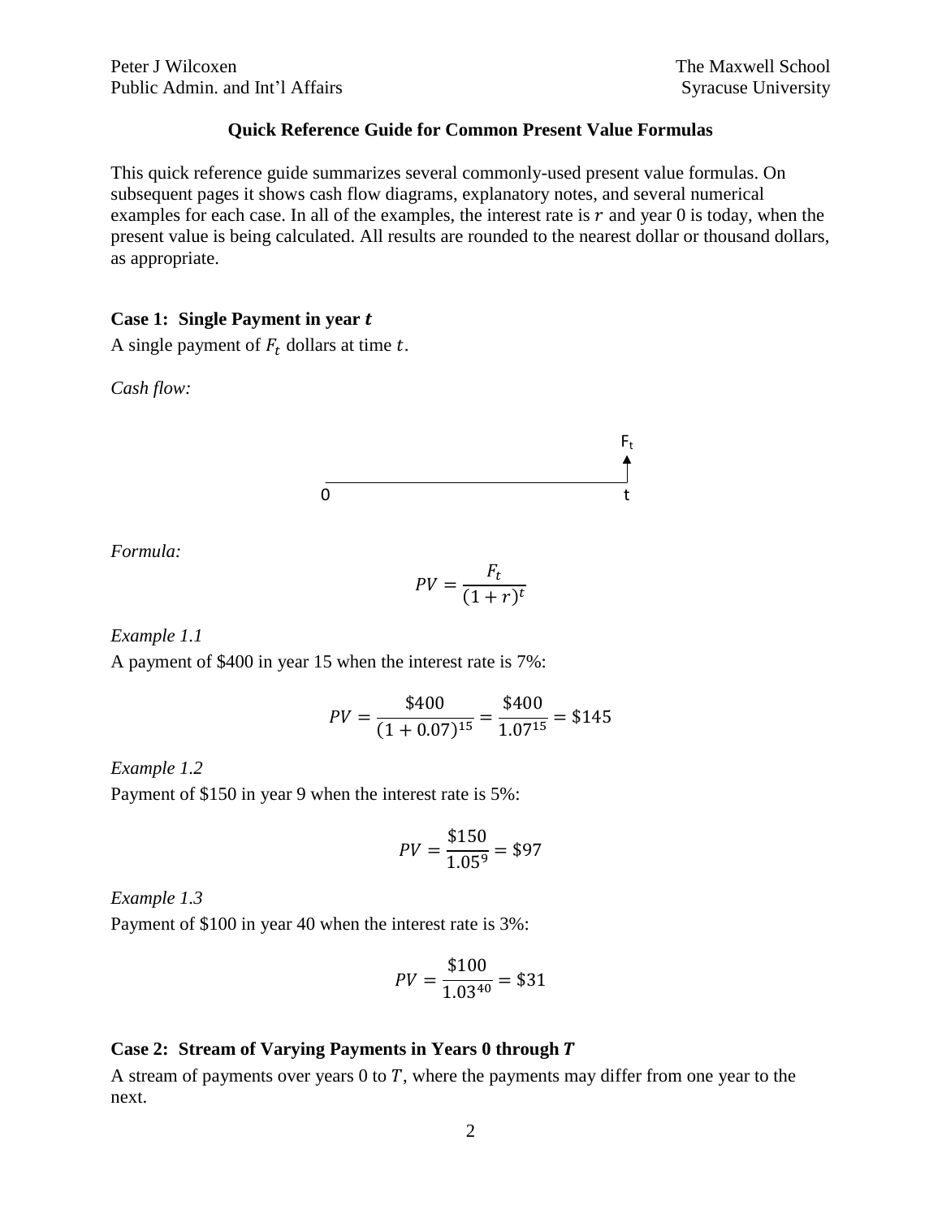### Quick Reference Guide for Common Present Value Formulas

This quick reference guide summarizes several commonly-used present value formulas. On subsequent pages it shows cash flow diagrams, explanatory notes, and several numerical examples for each case. In all of the examples, the interest rate is $r$ and year 0 is today, when the present value is being calculated. All results are rounded to the nearest dollar or thousand dollars, as appropriate.

#### Case 1: Single Payment in year $t$

A single payment of $F_t$ dollars at time $t$.

*Cash flow:*

*Formula:*

$$PV = \frac{F_t}{(1+r)^t}$$

*Example 1.1*

A payment of \$400 in year 15 when the interest rate is 7%:

$$PV = \frac{\$400}{(1+0.07)^{15}} = \frac{\$400}{1.07^{15}} = \$145$$

*Example 1.2*

Payment of \$150 in year 9 when the interest rate is 5%:

$$PV = \frac{\$150}{1.05^9} = \$97$$

*Example 1.3*

Payment of \$100 in year 40 when the interest rate is 3%:

$$PV = \frac{\$100}{1.03^{40}} = \$31$$

#### Case 2: Stream of Varying Payments in Years 0 through $T$

A stream of payments over years 0 to $T$, where the payments may differ from one year to the next.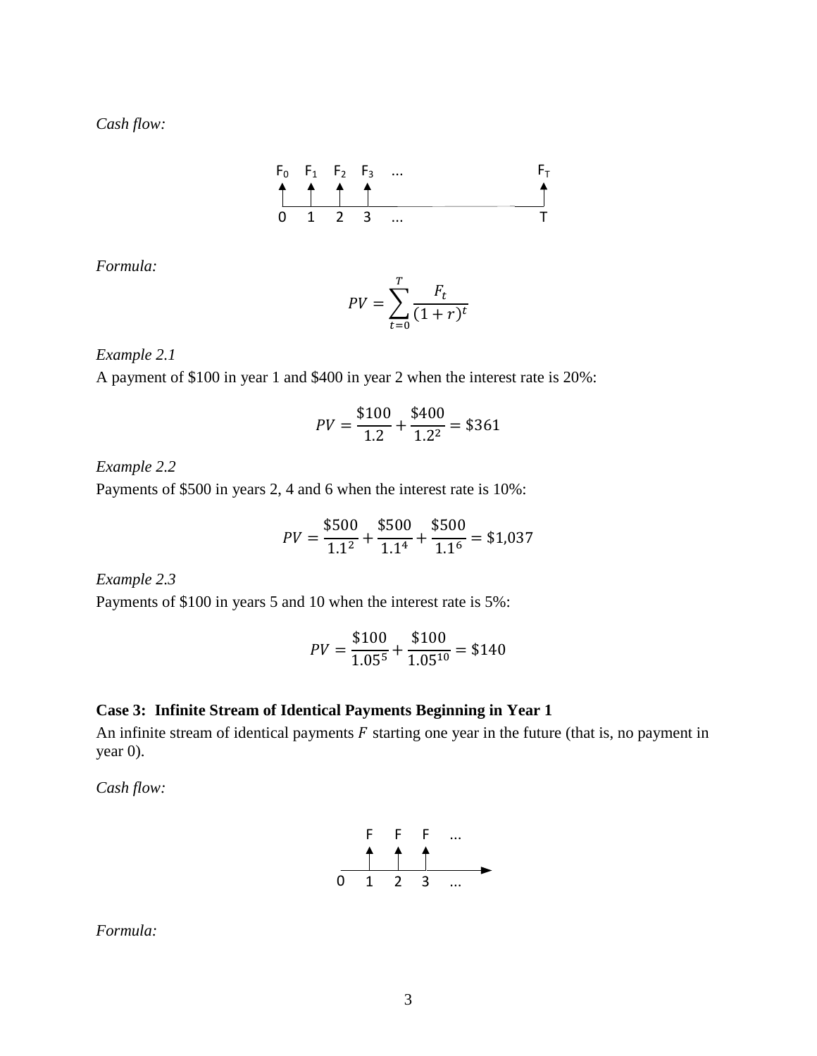*Cash flow:*

$$
\begin{array}{ccccccc}
F_0 & F_1 & F_2 & F_3 & \ldots & & F_T \\
\uparrow & \uparrow & \uparrow & \uparrow & & & \uparrow \\
0 & 1 & 2 & 3 & \ldots & & T
\end{array}
$$

*Formula:*

$$PV = \sum_{t=0}^{T} \frac{F_t}{(1+r)^t}$$

*Example 2.1*

A payment of \$100 in year 1 and \$400 in year 2 when the interest rate is 20%:

$$PV = \frac{\$100}{1.2} + \frac{\$400}{1.2^2} = \$361$$

*Example 2.2*

Payments of \$500 in years 2, 4 and 6 when the interest rate is 10%:

$$PV = \frac{\$500}{1.1^2} + \frac{\$500}{1.1^4} + \frac{\$500}{1.1^6} = \$1{,}037$$

*Example 2.3*

Payments of \$100 in years 5 and 10 when the interest rate is 5%:

$$PV = \frac{\$100}{1.05^5} + \frac{\$100}{1.05^{10}} = \$140$$

**Case 3: Infinite Stream of Identical Payments Beginning in Year 1**

An infinite stream of identical payments $F$ starting one year in the future (that is, no payment in year 0).

*Cash flow:*

$$
\begin{array}{ccccc}
 & F & F & F & \ldots \\
 & \uparrow & \uparrow & \uparrow & \\
0 & 1 & 2 & 3 & \ldots
\end{array}
$$

*Formula:*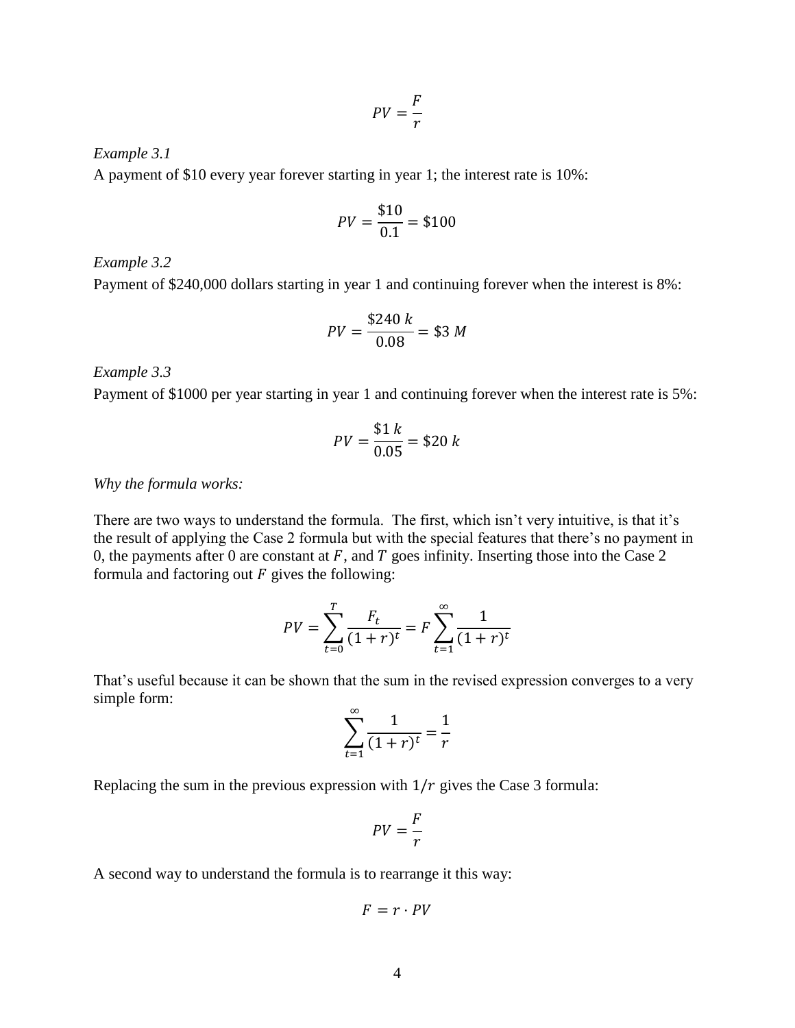$$PV = \frac{F}{r}$$

*Example 3.1*

A payment of \$10 every year forever starting in year 1; the interest rate is 10%:

$$PV = \frac{\$10}{0.1} = \$100$$

*Example 3.2*

Payment of \$240,000 dollars starting in year 1 and continuing forever when the interest is 8%:

$$PV = \frac{\$240\ k}{0.08} = \$3\ M$$

*Example 3.3*

Payment of \$1000 per year starting in year 1 and continuing forever when the interest rate is 5%:

$$PV = \frac{\$1\ k}{0.05} = \$20\ k$$

*Why the formula works:*

There are two ways to understand the formula. The first, which isn't very intuitive, is that it's the result of applying the Case 2 formula but with the special features that there's no payment in 0, the payments after 0 are constant at $F$, and $T$ goes infinity. Inserting those into the Case 2 formula and factoring out $F$ gives the following:

$$PV = \sum_{t=0}^{T} \frac{F_t}{(1+r)^t} = F \sum_{t=1}^{\infty} \frac{1}{(1+r)^t}$$

That's useful because it can be shown that the sum in the revised expression converges to a very simple form:

$$\sum_{t=1}^{\infty} \frac{1}{(1+r)^t} = \frac{1}{r}$$

Replacing the sum in the previous expression with $1/r$ gives the Case 3 formula:

$$PV = \frac{F}{r}$$

A second way to understand the formula is to rearrange it this way:

$$F = r \cdot PV$$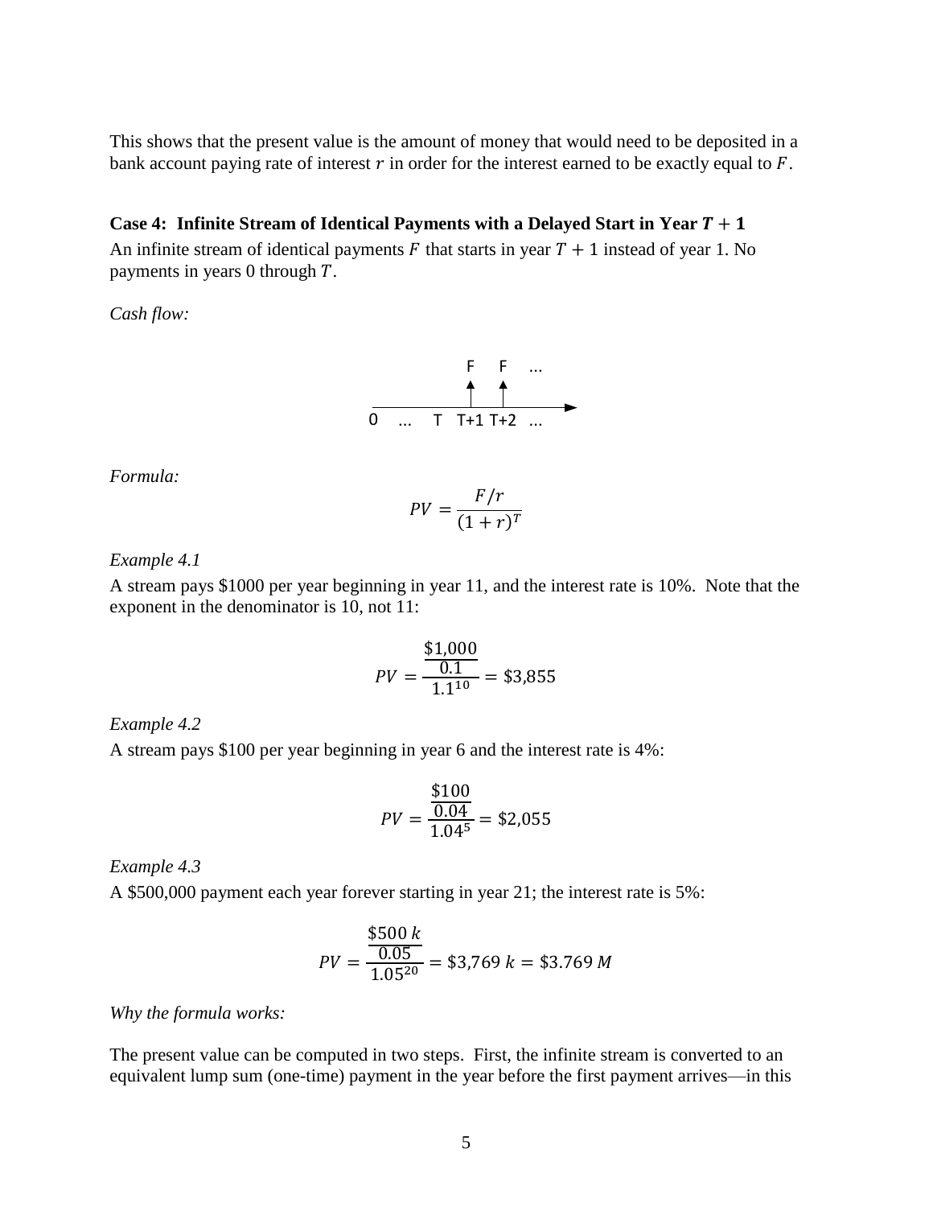This shows that the present value is the amount of money that would need to be deposited in a bank account paying rate of interest $r$ in order for the interest earned to be exactly equal to $F$.

**Case 4: Infinite Stream of Identical Payments with a Delayed Start in Year $T+1$**

An infinite stream of identical payments $F$ that starts in year $T+1$ instead of year 1. No payments in years 0 through $T$.

*Cash flow:*

F F ...

0 ... T T+1 T+2 ...

*Formula:*

$$PV = \frac{F/r}{(1+r)^T}$$

*Example 4.1*

A stream pays \$1000 per year beginning in year 11, and the interest rate is 10%. Note that the exponent in the denominator is 10, not 11:

$$PV = \frac{\frac{\$1{,}000}{0.1}}{1.1^{10}} = \$3{,}855$$

*Example 4.2*

A stream pays \$100 per year beginning in year 6 and the interest rate is 4%:

$$PV = \frac{\frac{\$100}{0.04}}{1.04^{5}} = \$2{,}055$$

*Example 4.3*

A \$500,000 payment each year forever starting in year 21; the interest rate is 5%:

$$PV = \frac{\frac{\$500\,k}{0.05}}{1.05^{20}} = \$3{,}769\,k = \$3.769\,M$$

*Why the formula works:*

The present value can be computed in two steps. First, the infinite stream is converted to an equivalent lump sum (one-time) payment in the year before the first payment arrives—in this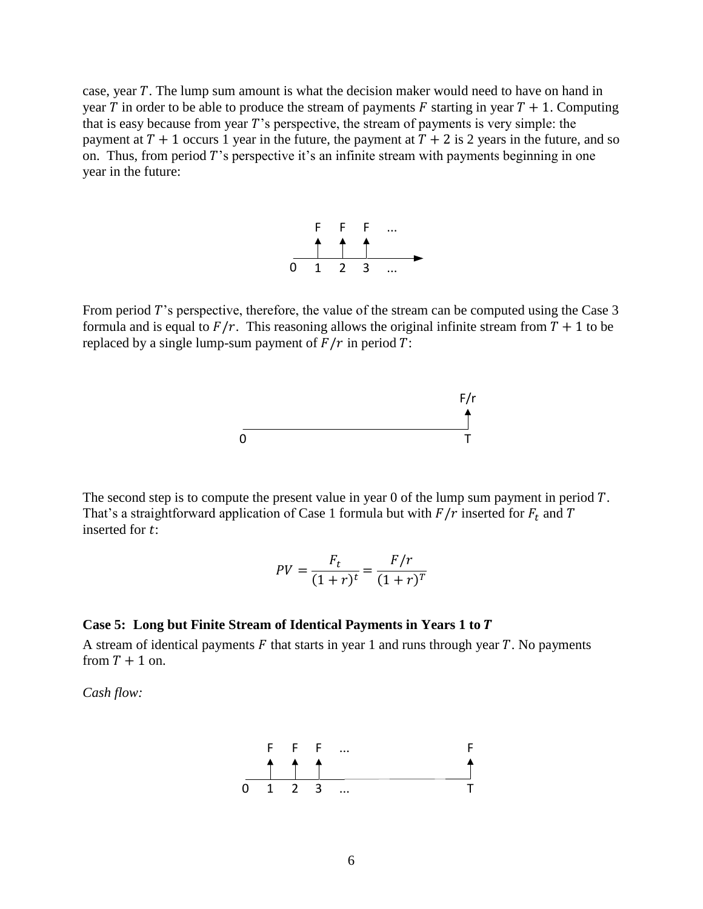case, year $T$. The lump sum amount is what the decision maker would need to have on hand in year $T$ in order to be able to produce the stream of payments $F$ starting in year $T + 1$. Computing that is easy because from year $T$'s perspective, the stream of payments is very simple: the payment at $T + 1$ occurs 1 year in the future, the payment at $T + 2$ is 2 years in the future, and so on. Thus, from period $T$'s perspective it's an infinite stream with payments beginning in one year in the future:

From period $T$'s perspective, therefore, the value of the stream can be computed using the Case 3 formula and is equal to $F/r$. This reasoning allows the original infinite stream from $T + 1$ to be replaced by a single lump-sum payment of $F/r$ in period $T$:

The second step is to compute the present value in year 0 of the lump sum payment in period $T$. That's a straightforward application of Case 1 formula but with $F/r$ inserted for $F_t$ and $T$ inserted for $t$:

$$PV = \frac{F_t}{(1+r)^t} = \frac{F/r}{(1+r)^T}$$

**Case 5: Long but Finite Stream of Identical Payments in Years 1 to *T***

A stream of identical payments $F$ that starts in year 1 and runs through year $T$. No payments from $T + 1$ on.

*Cash flow:*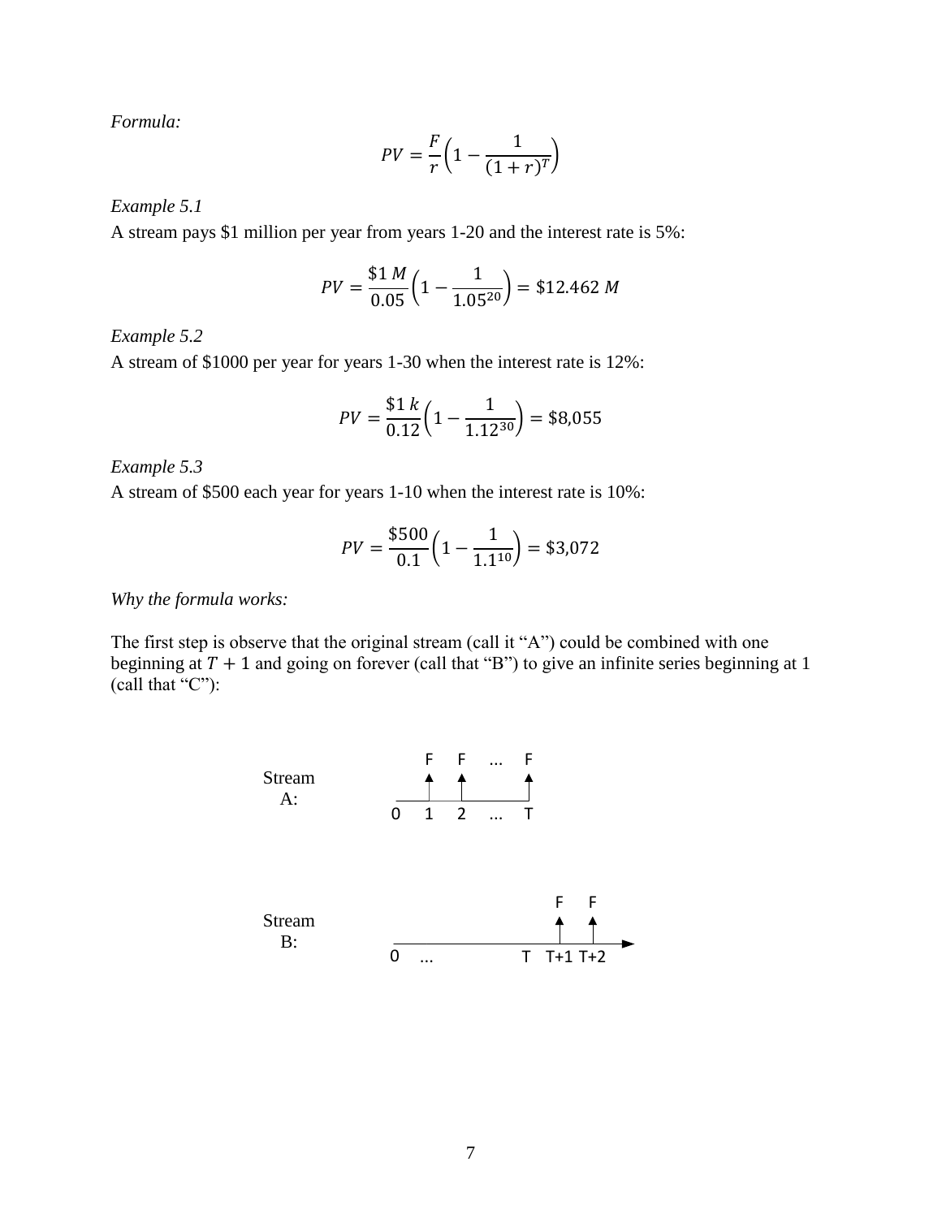*Formula:*

$$PV = \frac{F}{r}\left(1 - \frac{1}{(1+r)^T}\right)$$

*Example 5.1*

A stream pays \$1 million per year from years 1-20 and the interest rate is 5%:

$$PV = \frac{\$1\,M}{0.05}\left(1 - \frac{1}{1.05^{20}}\right) = \$12.462\ M$$

*Example 5.2*

A stream of \$1000 per year for years 1-30 when the interest rate is 12%:

$$PV = \frac{\$1\,k}{0.12}\left(1 - \frac{1}{1.12^{30}}\right) = \$8{,}055$$

*Example 5.3*

A stream of \$500 each year for years 1-10 when the interest rate is 10%:

$$PV = \frac{\$500}{0.1}\left(1 - \frac{1}{1.1^{10}}\right) = \$3{,}072$$

*Why the formula works:*

The first step is observe that the original stream (call it "A") could be combined with one beginning at $T + 1$ and going on forever (call that "B") to give an infinite series beginning at 1 (call that "C"):

Stream A:

| 0 | 1 | 2 | ... | T |
|---|---|---|---|---|
| | F | F | ... | F |

Stream B:

| 0 | ... | T | T+1 | T+2 |
|---|---|---|---|---|
| | | | F | F |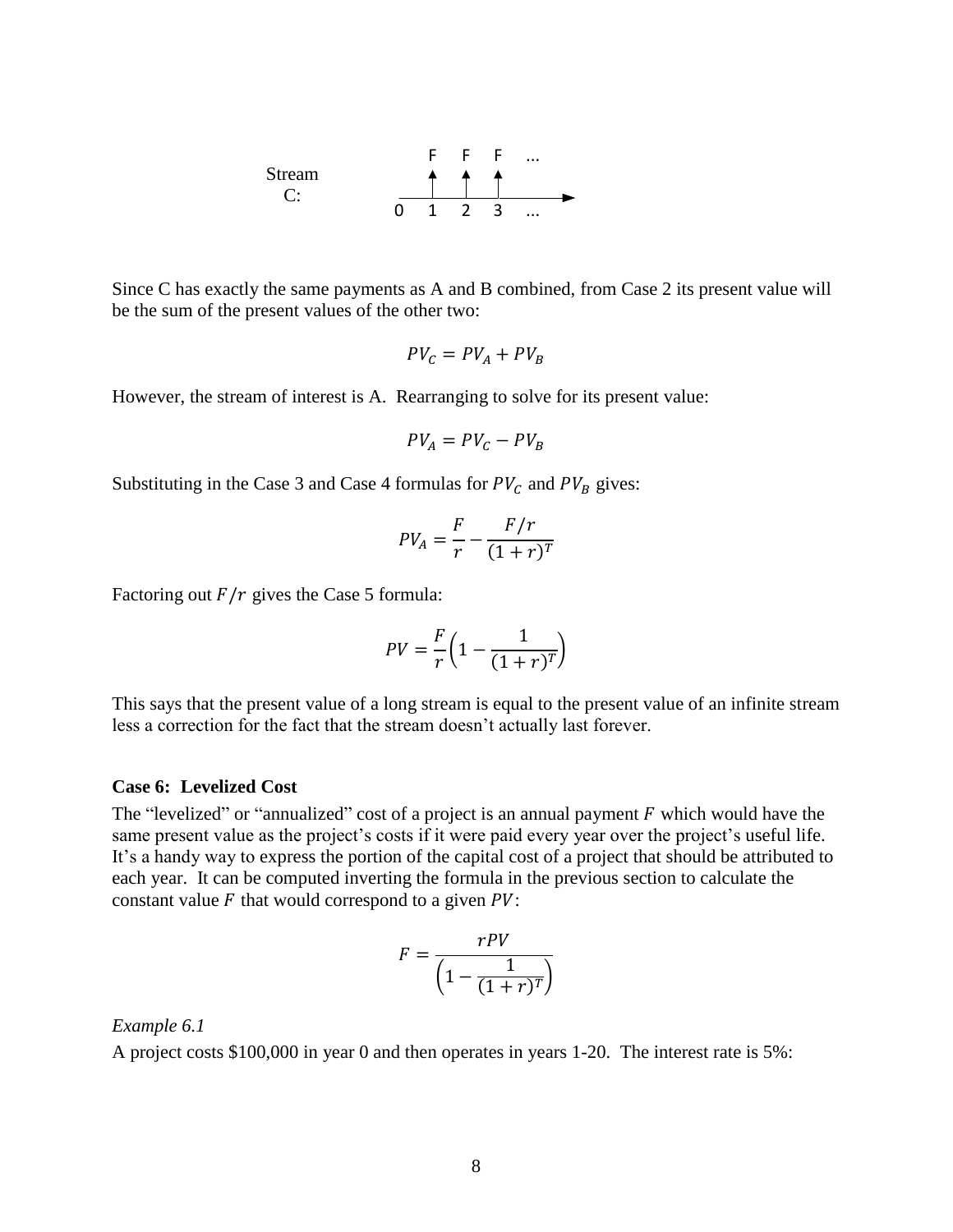Stream C:

```
        F   F   F   ...
        ↑   ↑   ↑
   ─────┴───┴───┴──────►
   0    1   2   3   ...
```

Since C has exactly the same payments as A and B combined, from Case 2 its present value will be the sum of the present values of the other two:

$$PV_C = PV_A + PV_B$$

However, the stream of interest is A. Rearranging to solve for its present value:

$$PV_A = PV_C - PV_B$$

Substituting in the Case 3 and Case 4 formulas for $PV_C$ and $PV_B$ gives:

$$PV_A = \frac{F}{r} - \frac{F/r}{(1+r)^T}$$

Factoring out $F/r$ gives the Case 5 formula:

$$PV = \frac{F}{r}\left(1 - \frac{1}{(1+r)^T}\right)$$

This says that the present value of a long stream is equal to the present value of an infinite stream less a correction for the fact that the stream doesn't actually last forever.

**Case 6: Levelized Cost**

The "levelized" or "annualized" cost of a project is an annual payment $F$ which would have the same present value as the project's costs if it were paid every year over the project's useful life. It's a handy way to express the portion of the capital cost of a project that should be attributed to each year. It can be computed inverting the formula in the previous section to calculate the constant value $F$ that would correspond to a given $PV$:

$$F = \frac{rPV}{\left(1 - \frac{1}{(1+r)^T}\right)}$$

*Example 6.1*

A project costs \$100,000 in year 0 and then operates in years 1-20. The interest rate is 5%: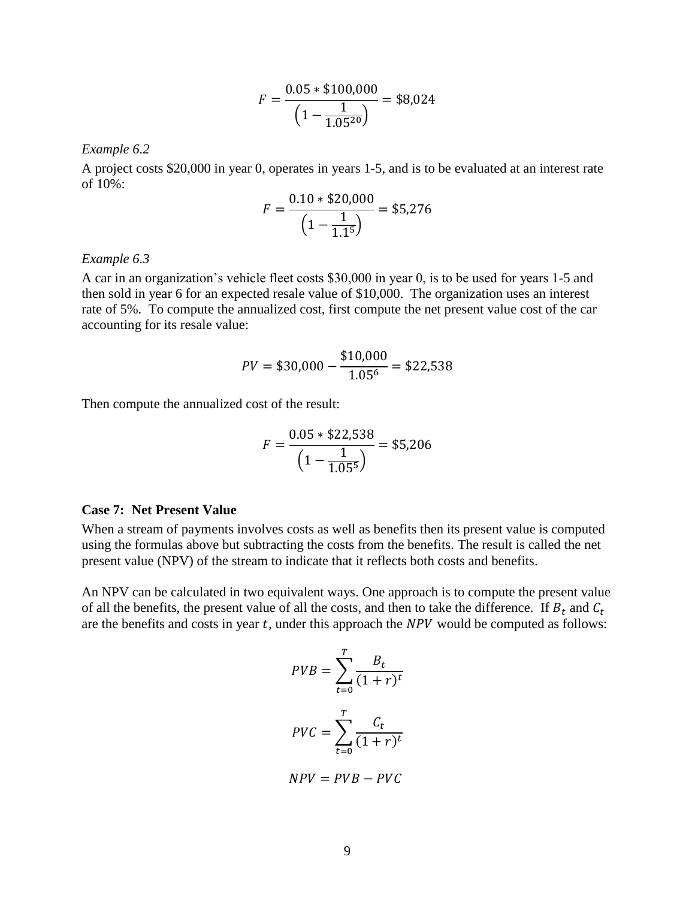$$F = \frac{0.05 * \$100{,}000}{\left(1 - \frac{1}{1.05^{20}}\right)} = \$8{,}024$$

*Example 6.2*

A project costs $20,000 in year 0, operates in years 1-5, and is to be evaluated at an interest rate of 10%:

$$F = \frac{0.10 * \$20{,}000}{\left(1 - \frac{1}{1.1^{5}}\right)} = \$5{,}276$$

*Example 6.3*

A car in an organization's vehicle fleet costs $30,000 in year 0, is to be used for years 1-5 and then sold in year 6 for an expected resale value of $10,000. The organization uses an interest rate of 5%. To compute the annualized cost, first compute the net present value cost of the car accounting for its resale value:

$$PV = \$30{,}000 - \frac{\$10{,}000}{1.05^{6}} = \$22{,}538$$

Then compute the annualized cost of the result:

$$F = \frac{0.05 * \$22{,}538}{\left(1 - \frac{1}{1.05^{5}}\right)} = \$5{,}206$$

**Case 7: Net Present Value**

When a stream of payments involves costs as well as benefits then its present value is computed using the formulas above but subtracting the costs from the benefits. The result is called the net present value (NPV) of the stream to indicate that it reflects both costs and benefits.

An NPV can be calculated in two equivalent ways. One approach is to compute the present value of all the benefits, the present value of all the costs, and then to take the difference. If $B_t$ and $C_t$ are the benefits and costs in year $t$, under this approach the $NPV$ would be computed as follows:

$$PVB = \sum_{t=0}^{T} \frac{B_t}{(1+r)^t}$$

$$PVC = \sum_{t=0}^{T} \frac{C_t}{(1+r)^t}$$

$$NPV = PVB - PVC$$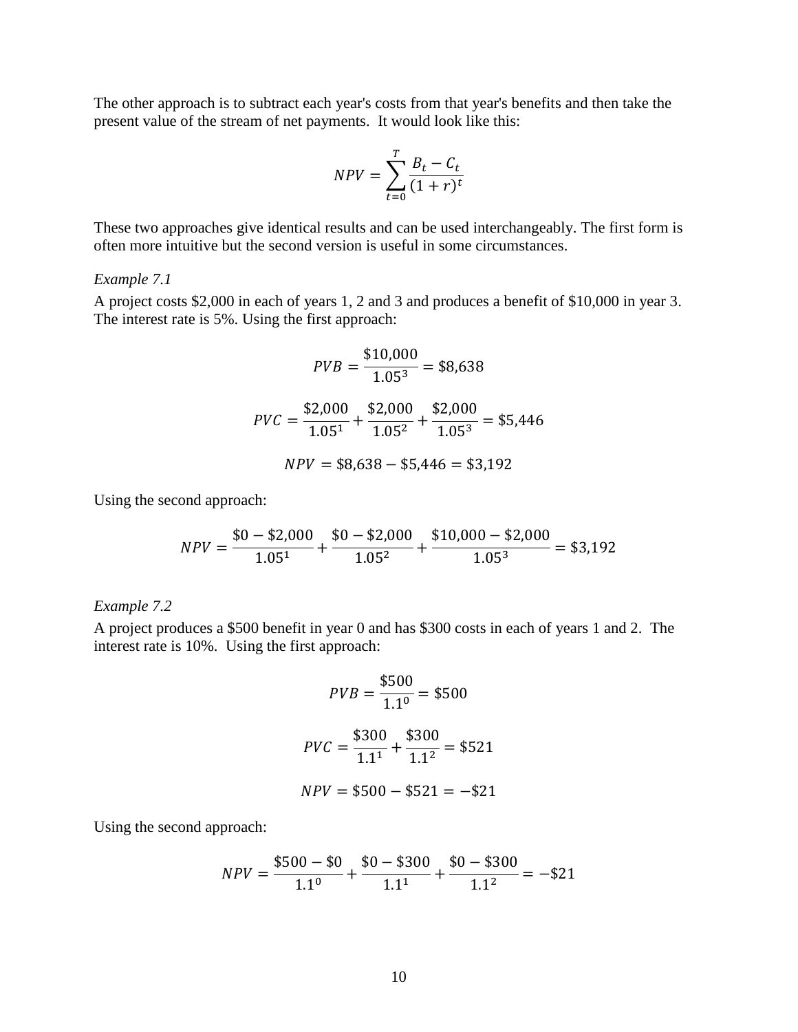The other approach is to subtract each year's costs from that year's benefits and then take the present value of the stream of net payments. It would look like this:

$$NPV = \sum_{t=0}^{T} \frac{B_t - C_t}{(1+r)^t}$$

These two approaches give identical results and can be used interchangeably. The first form is often more intuitive but the second version is useful in some circumstances.

*Example 7.1*

A project costs $2,000 in each of years 1, 2 and 3 and produces a benefit of $10,000 in year 3. The interest rate is 5%. Using the first approach:

$$PVB = \frac{\$10{,}000}{1.05^3} = \$8{,}638$$

$$PVC = \frac{\$2{,}000}{1.05^1} + \frac{\$2{,}000}{1.05^2} + \frac{\$2{,}000}{1.05^3} = \$5{,}446$$

$$NPV = \$8{,}638 - \$5{,}446 = \$3{,}192$$

Using the second approach:

$$NPV = \frac{\$0 - \$2{,}000}{1.05^1} + \frac{\$0 - \$2{,}000}{1.05^2} + \frac{\$10{,}000 - \$2{,}000}{1.05^3} = \$3{,}192$$

*Example 7.2*

A project produces a $500 benefit in year 0 and has $300 costs in each of years 1 and 2. The interest rate is 10%. Using the first approach:

$$PVB = \frac{\$500}{1.1^0} = \$500$$

$$PVC = \frac{\$300}{1.1^1} + \frac{\$300}{1.1^2} = \$521$$

$$NPV = \$500 - \$521 = -\$21$$

Using the second approach:

$$NPV = \frac{\$500 - \$0}{1.1^0} + \frac{\$0 - \$300}{1.1^1} + \frac{\$0 - \$300}{1.1^2} = -\$21$$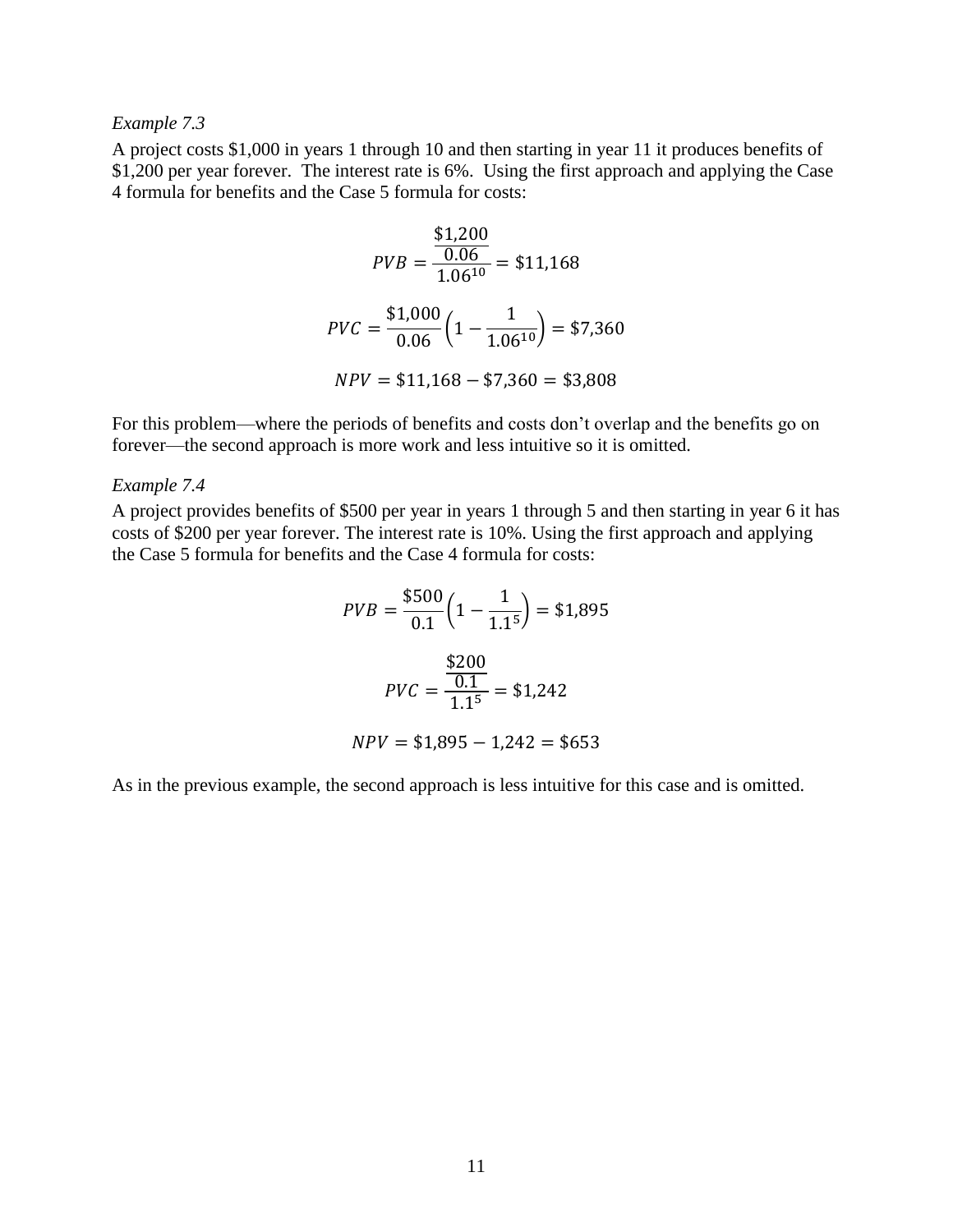*Example 7.3*

A project costs \$1,000 in years 1 through 10 and then starting in year 11 it produces benefits of \$1,200 per year forever. The interest rate is 6%. Using the first approach and applying the Case 4 formula for benefits and the Case 5 formula for costs:

$$PVB = \frac{\frac{\$1{,}200}{0.06}}{1.06^{10}} = \$11{,}168$$

$$PVC = \frac{\$1{,}000}{0.06}\left(1 - \frac{1}{1.06^{10}}\right) = \$7{,}360$$

$$NPV = \$11{,}168 - \$7{,}360 = \$3{,}808$$

For this problem—where the periods of benefits and costs don't overlap and the benefits go on forever—the second approach is more work and less intuitive so it is omitted.

*Example 7.4*

A project provides benefits of \$500 per year in years 1 through 5 and then starting in year 6 it has costs of \$200 per year forever. The interest rate is 10%. Using the first approach and applying the Case 5 formula for benefits and the Case 4 formula for costs:

$$PVB = \frac{\$500}{0.1}\left(1 - \frac{1}{1.1^{5}}\right) = \$1{,}895$$

$$PVC = \frac{\frac{\$200}{0.1}}{1.1^{5}} = \$1{,}242$$

$$NPV = \$1{,}895 - 1{,}242 = \$653$$

As in the previous example, the second approach is less intuitive for this case and is omitted.